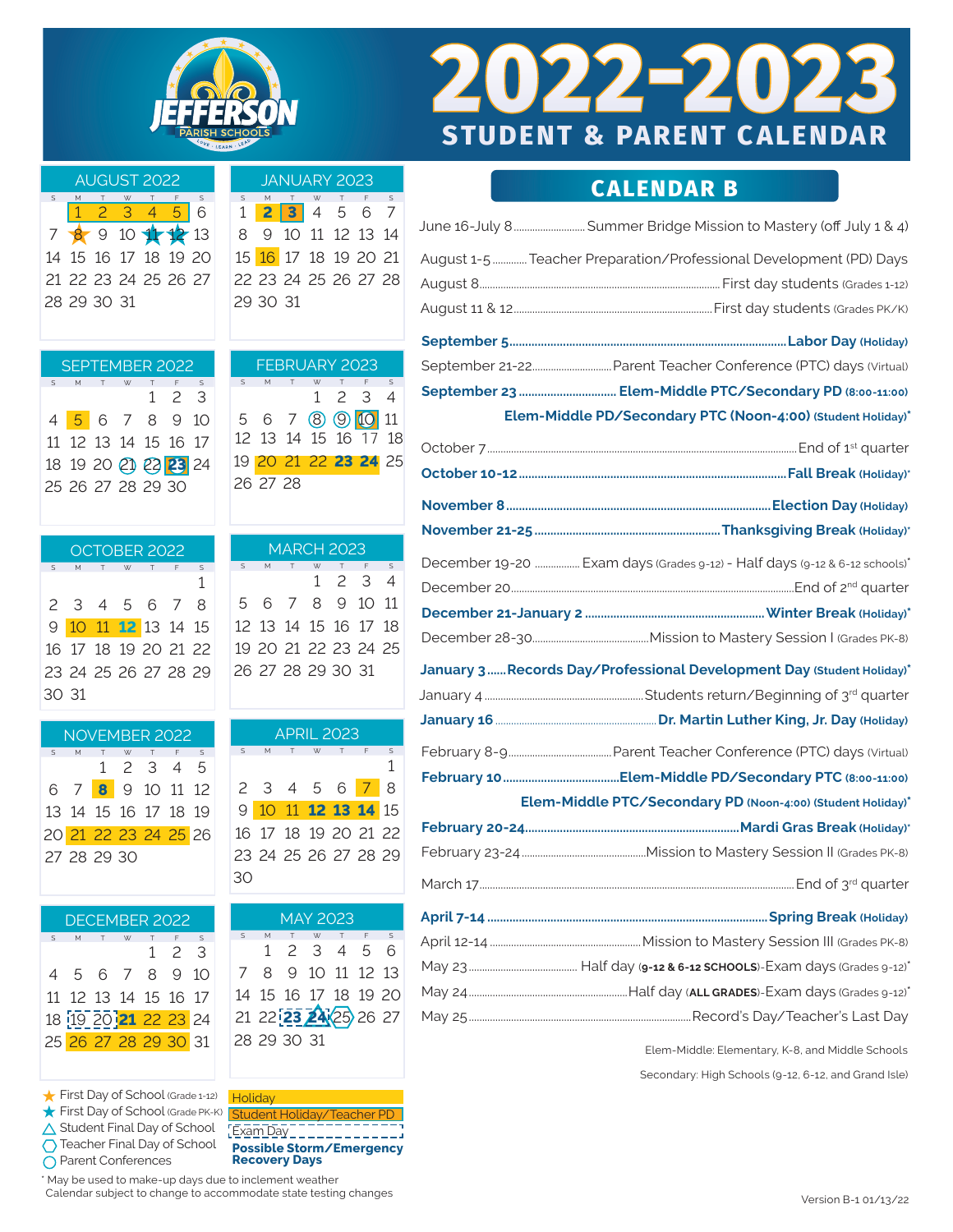# 2022-2023 STUDENT & PARENT CALENDAR

Jefferson Parish Schools — Love · Learn · Lead

## CALENDAR B

### AUGUST 2022

| S | M | T | W | T | F | S |
|---|---|---|---|---|---|---|
| | 1 | 2 | 3 | 4 | 5 | 6 |
| 7 | 8 | 9 | 10 | 11 | 12 | 13 |
| 14 | 15 | 16 | 17 | 18 | 19 | 20 |
| 21 | 22 | 23 | 24 | 25 | 26 | 27 |
| 28 | 29 | 30 | 31 | | | |

### SEPTEMBER 2022

| S | M | T | W | T | F | S |
|---|---|---|---|---|---|---|
| | | | | 1 | 2 | 3 |
| 4 | 5 | 6 | 7 | 8 | 9 | 10 |
| 11 | 12 | 13 | 14 | 15 | 16 | 17 |
| 18 | 19 | 20 | 21 | 22 | 23 | 24 |
| 25 | 26 | 27 | 28 | 29 | 30 | |

### OCTOBER 2022

| S | M | T | W | T | F | S |
|---|---|---|---|---|---|---|
| | | | | | | 1 |
| 2 | 3 | 4 | 5 | 6 | 7 | 8 |
| 9 | 10 | 11 | 12 | 13 | 14 | 15 |
| 16 | 17 | 18 | 19 | 20 | 21 | 22 |
| 23 | 24 | 25 | 26 | 27 | 28 | 29 |
| 30 | 31 | | | | | |

### NOVEMBER 2022

| S | M | T | W | T | F | S |
|---|---|---|---|---|---|---|
| | | 1 | 2 | 3 | 4 | 5 |
| 6 | 7 | 8 | 9 | 10 | 11 | 12 |
| 13 | 14 | 15 | 16 | 17 | 18 | 19 |
| 20 | 21 | 22 | 23 | 24 | 25 | 26 |
| 27 | 28 | 29 | 30 | | | |

### DECEMBER 2022

| S | M | T | W | T | F | S |
|---|---|---|---|---|---|---|
| | | | | 1 | 2 | 3 |
| 4 | 5 | 6 | 7 | 8 | 9 | 10 |
| 11 | 12 | 13 | 14 | 15 | 16 | 17 |
| 18 | 19 | 20 | 21 | 22 | 23 | 24 |
| 25 | 26 | 27 | 28 | 29 | 30 | 31 |

### JANUARY 2023

| S | M | T | W | T | F | S |
|---|---|---|---|---|---|---|
| 1 | 2 | 3 | 4 | 5 | 6 | 7 |
| 8 | 9 | 10 | 11 | 12 | 13 | 14 |
| 15 | 16 | 17 | 18 | 19 | 20 | 21 |
| 22 | 23 | 24 | 25 | 26 | 27 | 28 |
| 29 | 30 | 31 | | | | |

### FEBRUARY 2023

| S | M | T | W | T | F | S |
|---|---|---|---|---|---|---|
| | | | 1 | 2 | 3 | 4 |
| 5 | 6 | 7 | 8 | 9 | 10 | 11 |
| 12 | 13 | 14 | 15 | 16 | 17 | 18 |
| 19 | 20 | 21 | 22 | 23 | 24 | 25 |
| 26 | 27 | 28 | | | | |

### MARCH 2023

| S | M | T | W | T | F | S |
|---|---|---|---|---|---|---|
| | | | 1 | 2 | 3 | 4 |
| 5 | 6 | 7 | 8 | 9 | 10 | 11 |
| 12 | 13 | 14 | 15 | 16 | 17 | 18 |
| 19 | 20 | 21 | 22 | 23 | 24 | 25 |
| 26 | 27 | 28 | 29 | 30 | 31 | |

### APRIL 2023

| S | M | T | W | T | F | S |
|---|---|---|---|---|---|---|
| | | | | | | 1 |
| 2 | 3 | 4 | 5 | 6 | 7 | 8 |
| 9 | 10 | 11 | 12 | 13 | 14 | 15 |
| 16 | 17 | 18 | 19 | 20 | 21 | 22 |
| 23 | 24 | 25 | 26 | 27 | 28 | 29 |
| 30 | | | | | | |

### MAY 2023

| S | M | T | W | T | F | S |
|---|---|---|---|---|---|---|
| | 1 | 2 | 3 | 4 | 5 | 6 |
| 7 | 8 | 9 | 10 | 11 | 12 | 13 |
| 14 | 15 | 16 | 17 | 18 | 19 | 20 |
| 21 | 22 | 23 | 24 | 25 | 26 | 27 |
| 28 | 29 | 30 | 31 | | | |

**Legend:**

- ★ First Day of School (Grade 1-12)
- ★ First Day of School (Grade PK-K)
- △ Student Final Day of School
- ⬡ Teacher Final Day of School
- ○ Parent Conferences
- Holiday
- Student Holiday/Teacher PD
- Exam Day
- **Possible Storm/Emergency Recovery Days**

\* May be used to make-up days due to inclement weather
Calendar subject to change to accommodate state testing changes

---

June 16-July 8 ........ Summer Bridge Mission to Mastery (off July 1 & 4)

August 1-5 ........ Teacher Preparation/Professional Development (PD) Days

August 8 ........ First day students (Grades 1-12)

August 11 & 12 ........ First day students (Grades PK/K)

**September 5 ........ Labor Day (Holiday)**

September 21-22 ........ Parent Teacher Conference (PTC) days (Virtual)

**September 23 ........ Elem-Middle PTC/Secondary PD (8:00-11:00)**
**Elem-Middle PD/Secondary PTC (Noon-4:00) (Student Holiday)\***

October 7 ........ End of 1st quarter

**October 10-12 ........ Fall Break (Holiday)\***

**November 8 ........ Election Day (Holiday)**

**November 21-25 ........ Thanksgiving Break (Holiday)\***

December 19-20 ........ Exam days (Grades 9-12) - Half days (9-12 & 6-12 schools)\*

December 20 ........ End of 2nd quarter

**December 21-January 2 ........ Winter Break (Holiday)\***

December 28-30 ........ Mission to Mastery Session I (Grades PK-8)

**January 3 ........ Records Day/Professional Development Day (Student Holiday)\***

January 4 ........ Students return/Beginning of 3rd quarter

**January 16 ........ Dr. Martin Luther King, Jr. Day (Holiday)**

February 8-9 ........ Parent Teacher Conference (PTC) days (Virtual)

**February 10 ........ Elem-Middle PD/Secondary PTC (8:00-11:00)**
**Elem-Middle PTC/Secondary PD (Noon-4:00) (Student Holiday)\***

**February 20-24 ........ Mardi Gras Break (Holiday)\***

February 23-24 ........ Mission to Mastery Session II (Grades PK-8)

March 17 ........ End of 3rd quarter

**April 7-14 ........ Spring Break (Holiday)**

April 12-14 ........ Mission to Mastery Session III (Grades PK-8)

May 23 ........ Half day (**9-12 & 6-12 SCHOOLS**)-Exam days (Grades 9-12)\*

May 24 ........ Half day (**ALL GRADES**)-Exam days (Grades 9-12)\*

May 25 ........ Record's Day/Teacher's Last Day

Elem-Middle: Elementary, K-8, and Middle Schools

Secondary: High Schools (9-12, 6-12, and Grand Isle)

Version B-1 01/13/22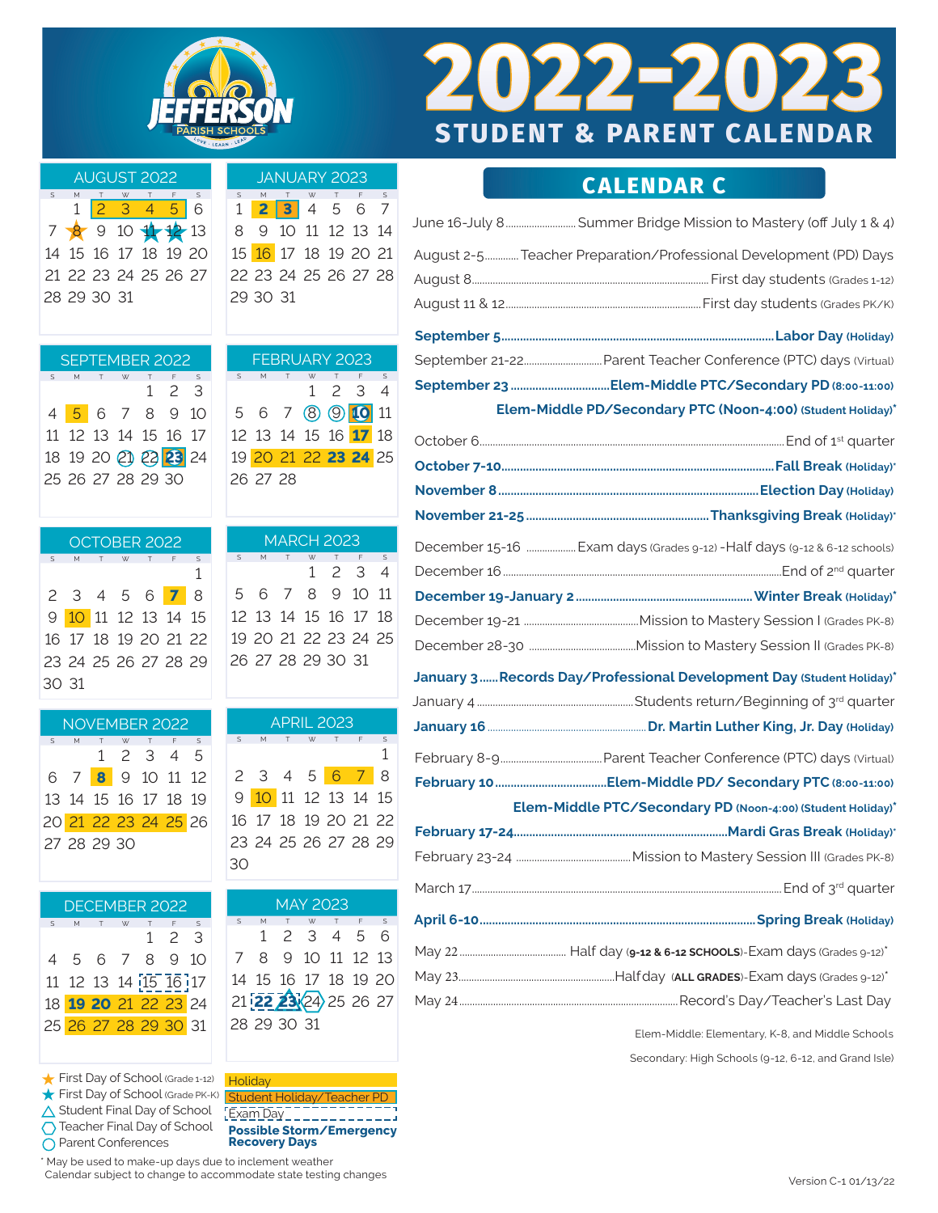# 2022-2023 STUDENT & PARENT CALENDAR

JEFFERSON PARISH SCHOOLS — LOVE · LEARN · LEAD

## AUGUST 2022

| S | M | T | W | T | F | S |
|---|---|---|---|---|---|---|
| | 1 | 2 | 3 | 4 | 5 | 6 |
| 7 | 8 | 9 | 10 | 11 | 12 | 13 |
| 14 | 15 | 16 | 17 | 18 | 19 | 20 |
| 21 | 22 | 23 | 24 | 25 | 26 | 27 |
| 28 | 29 | 30 | 31 | | | |

## SEPTEMBER 2022

| S | M | T | W | T | F | S |
|---|---|---|---|---|---|---|
| | | | | 1 | 2 | 3 |
| 4 | 5 | 6 | 7 | 8 | 9 | 10 |
| 11 | 12 | 13 | 14 | 15 | 16 | 17 |
| 18 | 19 | 20 | 21 | 22 | 23 | 24 |
| 25 | 26 | 27 | 28 | 29 | 30 | |

## OCTOBER 2022

| S | M | T | W | T | F | S |
|---|---|---|---|---|---|---|
| | | | | | | 1 |
| 2 | 3 | 4 | 5 | 6 | 7 | 8 |
| 9 | 10 | 11 | 12 | 13 | 14 | 15 |
| 16 | 17 | 18 | 19 | 20 | 21 | 22 |
| 23 | 24 | 25 | 26 | 27 | 28 | 29 |
| 30 | 31 | | | | | |

## NOVEMBER 2022

| S | M | T | W | T | F | S |
|---|---|---|---|---|---|---|
| | | 1 | 2 | 3 | 4 | 5 |
| 6 | 7 | 8 | 9 | 10 | 11 | 12 |
| 13 | 14 | 15 | 16 | 17 | 18 | 19 |
| 20 | 21 | 22 | 23 | 24 | 25 | 26 |
| 27 | 28 | 29 | 30 | | | |

## DECEMBER 2022

| S | M | T | W | T | F | S |
|---|---|---|---|---|---|---|
| | | | | 1 | 2 | 3 |
| 4 | 5 | 6 | 7 | 8 | 9 | 10 |
| 11 | 12 | 13 | 14 | 15 | 16 | 17 |
| 18 | 19 | 20 | 21 | 22 | 23 | 24 |
| 25 | 26 | 27 | 28 | 29 | 30 | 31 |

## JANUARY 2023

| S | M | T | W | T | F | S |
|---|---|---|---|---|---|---|
| 1 | 2 | 3 | 4 | 5 | 6 | 7 |
| 8 | 9 | 10 | 11 | 12 | 13 | 14 |
| 15 | 16 | 17 | 18 | 19 | 20 | 21 |
| 22 | 23 | 24 | 25 | 26 | 27 | 28 |
| 29 | 30 | 31 | | | | |

## FEBRUARY 2023

| S | M | T | W | T | F | S |
|---|---|---|---|---|---|---|
| | | | 1 | 2 | 3 | 4 |
| 5 | 6 | 7 | 8 | 9 | 10 | 11 |
| 12 | 13 | 14 | 15 | 16 | 17 | 18 |
| 19 | 20 | 21 | 22 | 23 | 24 | 25 |
| 26 | 27 | 28 | | | | |

## MARCH 2023

| S | M | T | W | T | F | S |
|---|---|---|---|---|---|---|
| | | | 1 | 2 | 3 | 4 |
| 5 | 6 | 7 | 8 | 9 | 10 | 11 |
| 12 | 13 | 14 | 15 | 16 | 17 | 18 |
| 19 | 20 | 21 | 22 | 23 | 24 | 25 |
| 26 | 27 | 28 | 29 | 30 | 31 | |

## APRIL 2023

| S | M | T | W | T | F | S |
|---|---|---|---|---|---|---|
| | | | | | | 1 |
| 2 | 3 | 4 | 5 | 6 | 7 | 8 |
| 9 | 10 | 11 | 12 | 13 | 14 | 15 |
| 16 | 17 | 18 | 19 | 20 | 21 | 22 |
| 23 | 24 | 25 | 26 | 27 | 28 | 29 |
| 30 | | | | | | |

## MAY 2023

| S | M | T | W | T | F | S |
|---|---|---|---|---|---|---|
| | 1 | 2 | 3 | 4 | 5 | 6 |
| 7 | 8 | 9 | 10 | 11 | 12 | 13 |
| 14 | 15 | 16 | 17 | 18 | 19 | 20 |
| 21 | 22 | 23 | 24 | 25 | 26 | 27 |
| 28 | 29 | 30 | 31 | | | |

**Legend:**

- ★ First Day of School (Grade 1-12)
- ★ First Day of School (Grade PK-K)
- △ Student Final Day of School
- ⬡ Teacher Final Day of School
- ○ Parent Conferences
- Holiday
- Student Holiday/Teacher PD
- Exam Day
- **Possible Storm/Emergency Recovery Days**

\* May be used to make-up days due to inclement weather
Calendar subject to change to accommodate state testing changes

## CALENDAR C

June 16-July 8 ........ Summer Bridge Mission to Mastery (off July 1 & 4)

August 2-5 ........ Teacher Preparation/Professional Development (PD) Days
August 8 ........ First day students (Grades 1-12)
August 11 & 12 ........ First day students (Grades PK/K)

**September 5 ........ Labor Day (Holiday)**
September 21-22 ........ Parent Teacher Conference (PTC) days (Virtual)
**September 23 ........ Elem-Middle PTC/Secondary PD (8:00-11:00)**
**Elem-Middle PD/Secondary PTC (Noon-4:00) (Student Holiday)\***

October 6 ........ End of 1st quarter
**October 7-10 ........ Fall Break (Holiday)\***
**November 8 ........ Election Day (Holiday)**
**November 21-25 ........ Thanksgiving Break (Holiday)\***

December 15-16 ........ Exam days (Grades 9-12) -Half days (9-12 & 6-12 schools)
December 16 ........ End of 2nd quarter
**December 19-January 2 ........ Winter Break (Holiday)\***
December 19-21 ........ Mission to Mastery Session I (Grades PK-8)
December 28-30 ........ Mission to Mastery Session II (Grades PK-8)

**January 3 ...... Records Day/Professional Development Day (Student Holiday)\***
January 4 ........ Students return/Beginning of 3rd quarter
**January 16 ........ Dr. Martin Luther King, Jr. Day (Holiday)**

February 8-9 ........ Parent Teacher Conference (PTC) days (Virtual)
**February 10 ........ Elem-Middle PD/ Secondary PTC (8:00-11:00)**
**Elem-Middle PTC/Secondary PD (Noon-4:00) (Student Holiday)\***
**February 17-24 ........ Mardi Gras Break (Holiday)\***
February 23-24 ........ Mission to Mastery Session III (Grades PK-8)

March 17 ........ End of 3rd quarter

**April 6-10 ........ Spring Break (Holiday)**

May 22 ........ Half day (**9-12 & 6-12 SCHOOLS**)-Exam days (Grades 9-12)\*
May 23 ........ Half day (**ALL GRADES**)-Exam days (Grades 9-12)\*
May 24 ........ Record's Day/Teacher's Last Day

Elem-Middle: Elementary, K-8, and Middle Schools
Secondary: High Schools (9-12, 6-12, and Grand Isle)

Version C-1 01/13/22